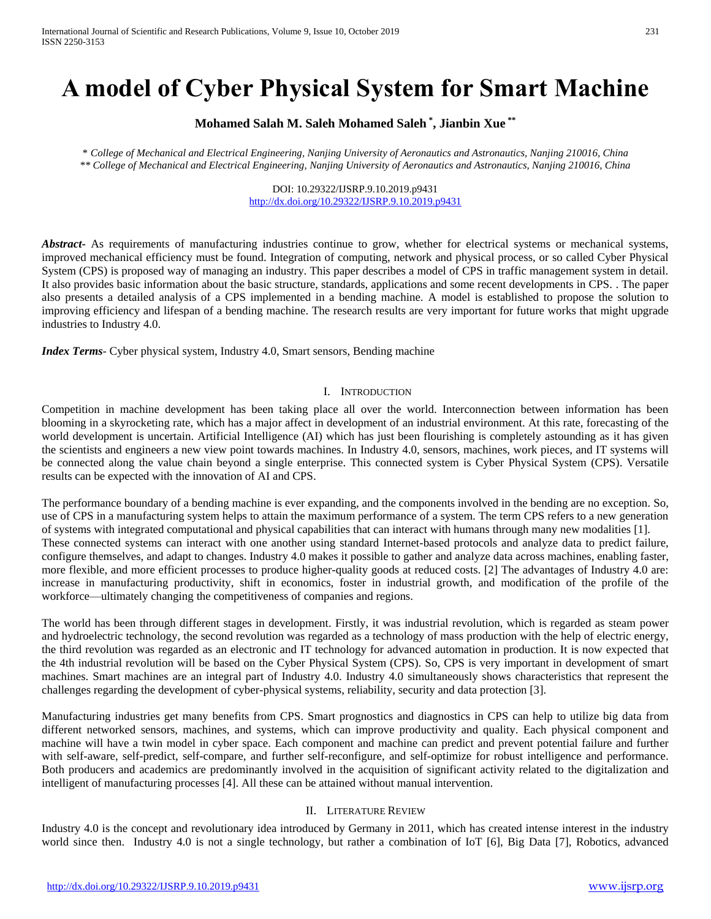# A model of Cyber Physical System for Smart Machine

**Mohamed Salah M. Saleh Mohamed Saleh [*], Jianbin Xue [**]**

*[*] College of Mechanical and Electrical Engineering, Nanjing University of Aeronautics and Astronautics, Nanjing 210016, China*
*[**] College of Mechanical and Electrical Engineering, Nanjing University of Aeronautics and Astronautics, Nanjing 210016, China*

DOI: 10.29322/IJSRP.9.10.2019.p9431
http://dx.doi.org/10.29322/IJSRP.9.10.2019.p9431

***Abstract*-** As requirements of manufacturing industries continue to grow, whether for electrical systems or mechanical systems, improved mechanical efficiency must be found. Integration of computing, network and physical process, or so called Cyber Physical System (CPS) is proposed way of managing an industry. This paper describes a model of CPS in traffic management system in detail. It also provides basic information about the basic structure, standards, applications and some recent developments in CPS. . The paper also presents a detailed analysis of a CPS implemented in a bending machine. A model is established to propose the solution to improving efficiency and lifespan of a bending machine. The research results are very important for future works that might upgrade industries to Industry 4.0.

***Index Terms*-** Cyber physical system, Industry 4.0, Smart sensors, Bending machine

## I. Introduction

Competition in machine development has been taking place all over the world. Interconnection between information has been blooming in a skyrocketing rate, which has a major affect in development of an industrial environment. At this rate, forecasting of the world development is uncertain. Artificial Intelligence (AI) which has just been flourishing is completely astounding as it has given the scientists and engineers a new view point towards machines. In Industry 4.0, sensors, machines, work pieces, and IT systems will be connected along the value chain beyond a single enterprise. This connected system is Cyber Physical System (CPS). Versatile results can be expected with the innovation of AI and CPS.

The performance boundary of a bending machine is ever expanding, and the components involved in the bending are no exception. So, use of CPS in a manufacturing system helps to attain the maximum performance of a system. The term CPS refers to a new generation of systems with integrated computational and physical capabilities that can interact with humans through many new modalities [1]. These connected systems can interact with one another using standard Internet-based protocols and analyze data to predict failure, configure themselves, and adapt to changes. Industry 4.0 makes it possible to gather and analyze data across machines, enabling faster, more flexible, and more efficient processes to produce higher-quality goods at reduced costs. [2] The advantages of Industry 4.0 are: increase in manufacturing productivity, shift in economics, foster in industrial growth, and modification of the profile of the workforce—ultimately changing the competitiveness of companies and regions.

The world has been through different stages in development. Firstly, it was industrial revolution, which is regarded as steam power and hydroelectric technology, the second revolution was regarded as a technology of mass production with the help of electric energy, the third revolution was regarded as an electronic and IT technology for advanced automation in production. It is now expected that the 4th industrial revolution will be based on the Cyber Physical System (CPS). So, CPS is very important in development of smart machines. Smart machines are an integral part of Industry 4.0. Industry 4.0 simultaneously shows characteristics that represent the challenges regarding the development of cyber-physical systems, reliability, security and data protection [3].

Manufacturing industries get many benefits from CPS. Smart prognostics and diagnostics in CPS can help to utilize big data from different networked sensors, machines, and systems, which can improve productivity and quality. Each physical component and machine will have a twin model in cyber space. Each component and machine can predict and prevent potential failure and further with self-aware, self-predict, self-compare, and further self-reconfigure, and self-optimize for robust intelligence and performance. Both producers and academics are predominantly involved in the acquisition of significant activity related to the digitalization and intelligent of manufacturing processes [4]. All these can be attained without manual intervention.

## II. Literature Review

Industry 4.0 is the concept and revolutionary idea introduced by Germany in 2011, which has created intense interest in the industry world since then. Industry 4.0 is not a single technology, but rather a combination of IoT [6], Big Data [7], Robotics, advanced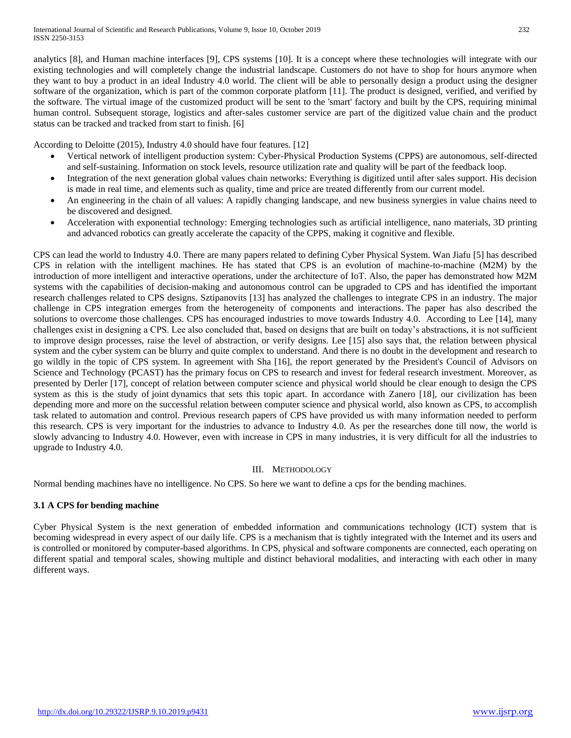analytics [8], and Human machine interfaces [9], CPS systems [10]. It is a concept where these technologies will integrate with our existing technologies and will completely change the industrial landscape. Customers do not have to shop for hours anymore when they want to buy a product in an ideal Industry 4.0 world. The client will be able to personally design a product using the designer software of the organization, which is part of the common corporate platform [11]. The product is designed, verified, and verified by the software. The virtual image of the customized product will be sent to the 'smart' factory and built by the CPS, requiring minimal human control. Subsequent storage, logistics and after-sales customer service are part of the digitized value chain and the product status can be tracked and tracked from start to finish. [6]

According to Deloitte (2015), Industry 4.0 should have four features. [12]

- Vertical network of intelligent production system: Cyber-Physical Production Systems (CPPS) are autonomous, self-directed and self-sustaining. Information on stock levels, resource utilization rate and quality will be part of the feedback loop.
- Integration of the next generation global values chain networks: Everything is digitized until after sales support. His decision is made in real time, and elements such as quality, time and price are treated differently from our current model.
- An engineering in the chain of all values: A rapidly changing landscape, and new business synergies in value chains need to be discovered and designed.
- Acceleration with exponential technology: Emerging technologies such as artificial intelligence, nano materials, 3D printing and advanced robotics can greatly accelerate the capacity of the CPPS, making it cognitive and flexible.

CPS can lead the world to Industry 4.0. There are many papers related to defining Cyber Physical System. Wan Jiafu [5] has described CPS in relation with the intelligent machines. He has stated that CPS is an evolution of machine-to-machine (M2M) by the introduction of more intelligent and interactive operations, under the architecture of IoT. Also, the paper has demonstrated how M2M systems with the capabilities of decision-making and autonomous control can be upgraded to CPS and has identified the important research challenges related to CPS designs. Sztipanovits [13] has analyzed the challenges to integrate CPS in an industry. The major challenge in CPS integration emerges from the heterogeneity of components and interactions. The paper has also described the solutions to overcome those challenges. CPS has encouraged industries to move towards Industry 4.0. According to Lee [14], many challenges exist in designing a CPS. Lee also concluded that, based on designs that are built on today's abstractions, it is not sufficient to improve design processes, raise the level of abstraction, or verify designs. Lee [15] also says that, the relation between physical system and the cyber system can be blurry and quite complex to understand. And there is no doubt in the development and research to go wildly in the topic of CPS system. In agreement with Sha [16], the report generated by the President's Council of Advisors on Science and Technology (PCAST) has the primary focus on CPS to research and invest for federal research investment. Moreover, as presented by Derler [17], concept of relation between computer science and physical world should be clear enough to design the CPS system as this is the study of joint dynamics that sets this topic apart. In accordance with Zanero [18], our civilization has been depending more and more on the successful relation between computer science and physical world, also known as CPS, to accomplish task related to automation and control. Previous research papers of CPS have provided us with many information needed to perform this research. CPS is very important for the industries to advance to Industry 4.0. As per the researches done till now, the world is slowly advancing to Industry 4.0. However, even with increase in CPS in many industries, it is very difficult for all the industries to upgrade to Industry 4.0.

## III. Methodology

Normal bending machines have no intelligence. No CPS. So here we want to define a cps for the bending machines.

### 3.1 A CPS for bending machine

Cyber Physical System is the next generation of embedded information and communications technology (ICT) system that is becoming widespread in every aspect of our daily life. CPS is a mechanism that is tightly integrated with the Internet and its users and is controlled or monitored by computer-based algorithms. In CPS, physical and software components are connected, each operating on different spatial and temporal scales, showing multiple and distinct behavioral modalities, and interacting with each other in many different ways.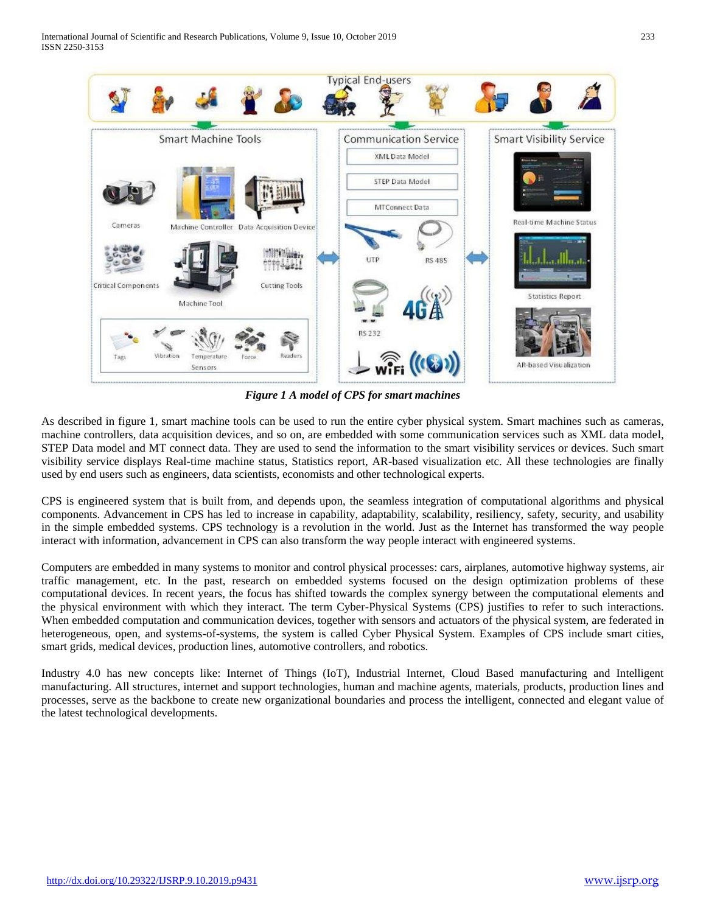*Figure 1 A model of CPS for smart machines*

As described in figure 1, smart machine tools can be used to run the entire cyber physical system. Smart machines such as cameras, machine controllers, data acquisition devices, and so on, are embedded with some communication services such as XML data model, STEP Data model and MT connect data. They are used to send the information to the smart visibility services or devices. Such smart visibility service displays Real-time machine status, Statistics report, AR-based visualization etc. All these technologies are finally used by end users such as engineers, data scientists, economists and other technological experts.

CPS is engineered system that is built from, and depends upon, the seamless integration of computational algorithms and physical components. Advancement in CPS has led to increase in capability, adaptability, scalability, resiliency, safety, security, and usability in the simple embedded systems. CPS technology is a revolution in the world. Just as the Internet has transformed the way people interact with information, advancement in CPS can also transform the way people interact with engineered systems.

Computers are embedded in many systems to monitor and control physical processes: cars, airplanes, automotive highway systems, air traffic management, etc. In the past, research on embedded systems focused on the design optimization problems of these computational devices. In recent years, the focus has shifted towards the complex synergy between the computational elements and the physical environment with which they interact. The term Cyber-Physical Systems (CPS) justifies to refer to such interactions. When embedded computation and communication devices, together with sensors and actuators of the physical system, are federated in heterogeneous, open, and systems-of-systems, the system is called Cyber Physical System. Examples of CPS include smart cities, smart grids, medical devices, production lines, automotive controllers, and robotics.

Industry 4.0 has new concepts like: Internet of Things (IoT), Industrial Internet, Cloud Based manufacturing and Intelligent manufacturing. All structures, internet and support technologies, human and machine agents, materials, products, production lines and processes, serve as the backbone to create new organizational boundaries and process the intelligent, connected and elegant value of the latest technological developments.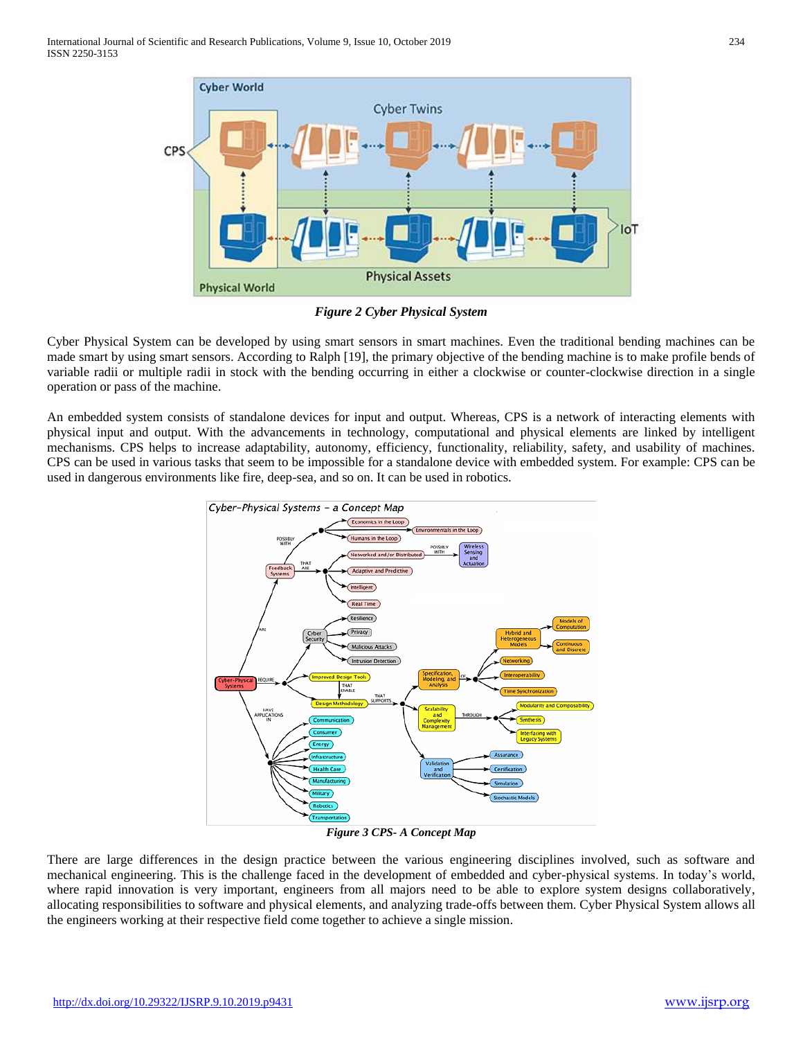*Figure 2 Cyber Physical System*

Cyber Physical System can be developed by using smart sensors in smart machines. Even the traditional bending machines can be made smart by using smart sensors. According to Ralph [19], the primary objective of the bending machine is to make profile bends of variable radii or multiple radii in stock with the bending occurring in either a clockwise or counter-clockwise direction in a single operation or pass of the machine.

An embedded system consists of standalone devices for input and output. Whereas, CPS is a network of interacting elements with physical input and output. With the advancements in technology, computational and physical elements are linked by intelligent mechanisms. CPS helps to increase adaptability, autonomy, efficiency, functionality, reliability, safety, and usability of machines. CPS can be used in various tasks that seem to be impossible for a standalone device with embedded system. For example: CPS can be used in dangerous environments like fire, deep-sea, and so on. It can be used in robotics.

*Figure 3 CPS- A Concept Map*

There are large differences in the design practice between the various engineering disciplines involved, such as software and mechanical engineering. This is the challenge faced in the development of embedded and cyber-physical systems. In today's world, where rapid innovation is very important, engineers from all majors need to be able to explore system designs collaboratively, allocating responsibilities to software and physical elements, and analyzing trade-offs between them. Cyber Physical System allows all the engineers working at their respective field come together to achieve a single mission.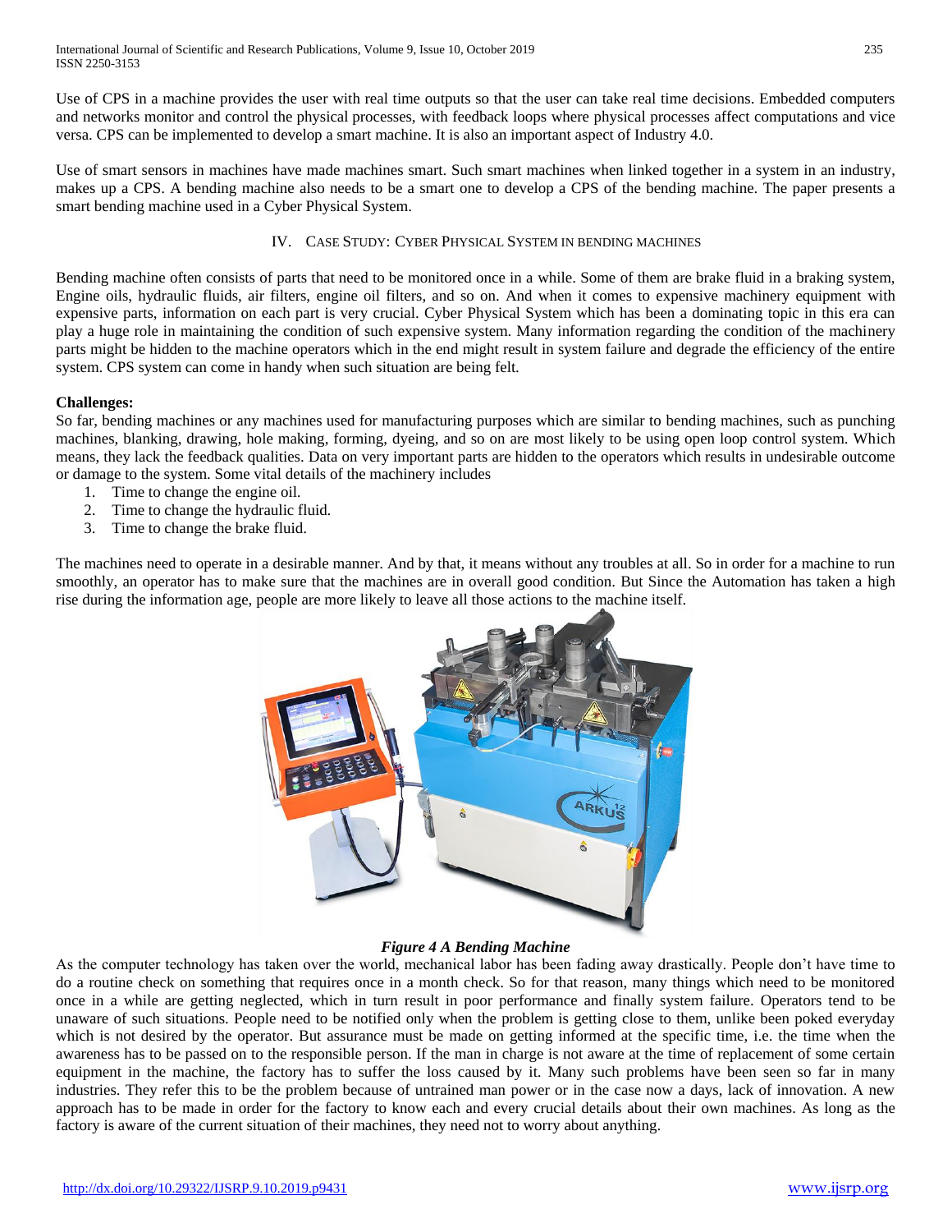Use of CPS in a machine provides the user with real time outputs so that the user can take real time decisions. Embedded computers and networks monitor and control the physical processes, with feedback loops where physical processes affect computations and vice versa. CPS can be implemented to develop a smart machine. It is also an important aspect of Industry 4.0.

Use of smart sensors in machines have made machines smart. Such smart machines when linked together in a system in an industry, makes up a CPS. A bending machine also needs to be a smart one to develop a CPS of the bending machine. The paper presents a smart bending machine used in a Cyber Physical System.

## IV. Case Study: Cyber Physical System in Bending Machines

Bending machine often consists of parts that need to be monitored once in a while. Some of them are brake fluid in a braking system, Engine oils, hydraulic fluids, air filters, engine oil filters, and so on. And when it comes to expensive machinery equipment with expensive parts, information on each part is very crucial. Cyber Physical System which has been a dominating topic in this era can play a huge role in maintaining the condition of such expensive system. Many information regarding the condition of the machinery parts might be hidden to the machine operators which in the end might result in system failure and degrade the efficiency of the entire system. CPS system can come in handy when such situation are being felt.

**Challenges:**

So far, bending machines or any machines used for manufacturing purposes which are similar to bending machines, such as punching machines, blanking, drawing, hole making, forming, dyeing, and so on are most likely to be using open loop control system. Which means, they lack the feedback qualities. Data on very important parts are hidden to the operators which results in undesirable outcome or damage to the system. Some vital details of the machinery includes

1. Time to change the engine oil.
2. Time to change the hydraulic fluid.
3. Time to change the brake fluid.

The machines need to operate in a desirable manner. And by that, it means without any troubles at all. So in order for a machine to run smoothly, an operator has to make sure that the machines are in overall good condition. But Since the Automation has taken a high rise during the information age, people are more likely to leave all those actions to the machine itself.

***Figure 4 A Bending Machine***

As the computer technology has taken over the world, mechanical labor has been fading away drastically. People don't have time to do a routine check on something that requires once in a month check. So for that reason, many things which need to be monitored once in a while are getting neglected, which in turn result in poor performance and finally system failure. Operators tend to be unaware of such situations. People need to be notified only when the problem is getting close to them, unlike been poked everyday which is not desired by the operator. But assurance must be made on getting informed at the specific time, i.e. the time when the awareness has to be passed on to the responsible person. If the man in charge is not aware at the time of replacement of some certain equipment in the machine, the factory has to suffer the loss caused by it. Many such problems have been seen so far in many industries. They refer this to be the problem because of untrained man power or in the case now a days, lack of innovation. A new approach has to be made in order for the factory to know each and every crucial details about their own machines. As long as the factory is aware of the current situation of their machines, they need not to worry about anything.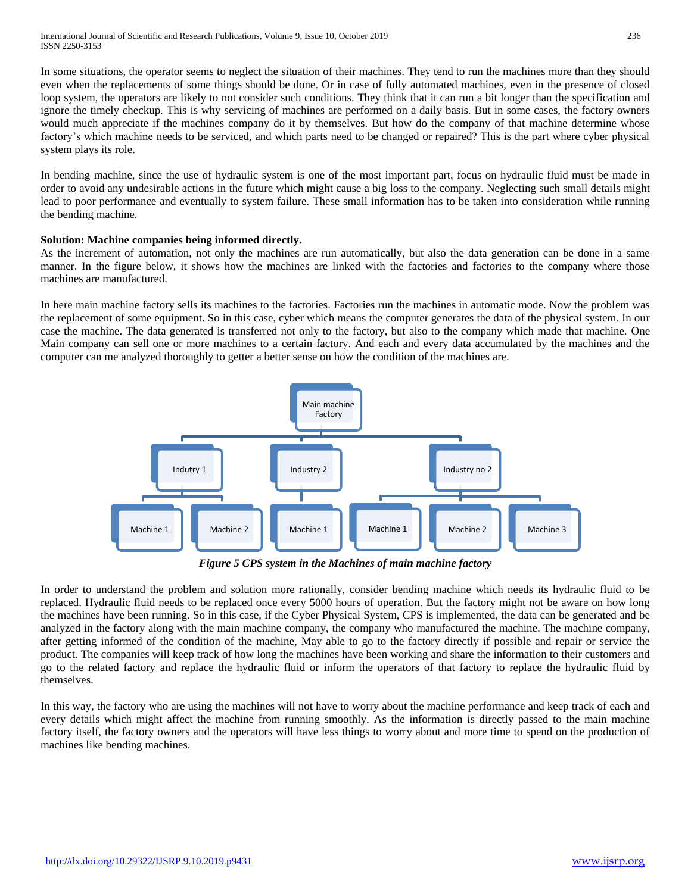In some situations, the operator seems to neglect the situation of their machines. They tend to run the machines more than they should even when the replacements of some things should be done. Or in case of fully automated machines, even in the presence of closed loop system, the operators are likely to not consider such conditions. They think that it can run a bit longer than the specification and ignore the timely checkup. This is why servicing of machines are performed on a daily basis. But in some cases, the factory owners would much appreciate if the machines company do it by themselves. But how do the company of that machine determine whose factory's which machine needs to be serviced, and which parts need to be changed or repaired? This is the part where cyber physical system plays its role.

In bending machine, since the use of hydraulic system is one of the most important part, focus on hydraulic fluid must be made in order to avoid any undesirable actions in the future which might cause a big loss to the company. Neglecting such small details might lead to poor performance and eventually to system failure. These small information has to be taken into consideration while running the bending machine.

**Solution: Machine companies being informed directly.**

As the increment of automation, not only the machines are run automatically, but also the data generation can be done in a same manner. In the figure below, it shows how the machines are linked with the factories and factories to the company where those machines are manufactured.

In here main machine factory sells its machines to the factories. Factories run the machines in automatic mode. Now the problem was the replacement of some equipment. So in this case, cyber which means the computer generates the data of the physical system. In our case the machine. The data generated is transferred not only to the factory, but also to the company which made that machine. One Main company can sell one or more machines to a certain factory. And each and every data accumulated by the machines and the computer can me analyzed thoroughly to getter a better sense on how the condition of the machines are.

Main machine Factory
- Indutry 1
  - Machine 1
  - Machine 2
- Industry 2
  - Machine 1
- Industry no 2
  - Machine 1
  - Machine 2
  - Machine 3

*Figure 5 CPS system in the Machines of main machine factory*

In order to understand the problem and solution more rationally, consider bending machine which needs its hydraulic fluid to be replaced. Hydraulic fluid needs to be replaced once every 5000 hours of operation. But the factory might not be aware on how long the machines have been running. So in this case, if the Cyber Physical System, CPS is implemented, the data can be generated and be analyzed in the factory along with the main machine company, the company who manufactured the machine. The machine company, after getting informed of the condition of the machine, May able to go to the factory directly if possible and repair or service the product. The companies will keep track of how long the machines have been working and share the information to their customers and go to the related factory and replace the hydraulic fluid or inform the operators of that factory to replace the hydraulic fluid by themselves.

In this way, the factory who are using the machines will not have to worry about the machine performance and keep track of each and every details which might affect the machine from running smoothly. As the information is directly passed to the main machine factory itself, the factory owners and the operators will have less things to worry about and more time to spend on the production of machines like bending machines.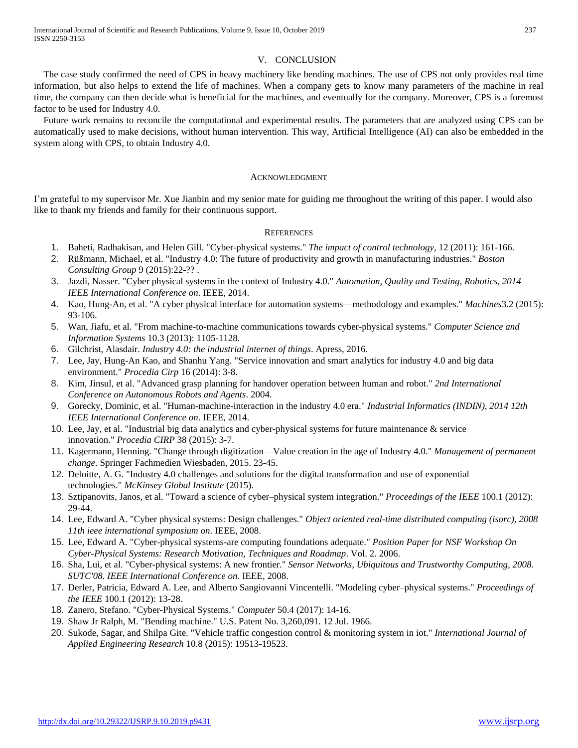## V. CONCLUSION

The case study confirmed the need of CPS in heavy machinery like bending machines. The use of CPS not only provides real time information, but also helps to extend the life of machines. When a company gets to know many parameters of the machine in real time, the company can then decide what is beneficial for the machines, and eventually for the company. Moreover, CPS is a foremost factor to be used for Industry 4.0.

Future work remains to reconcile the computational and experimental results. The parameters that are analyzed using CPS can be automatically used to make decisions, without human intervention. This way, Artificial Intelligence (AI) can also be embedded in the system along with CPS, to obtain Industry 4.0.

## ACKNOWLEDGMENT

I'm grateful to my supervisor Mr. Xue Jianbin and my senior mate for guiding me throughout the writing of this paper. I would also like to thank my friends and family for their continuous support.

## REFERENCES

1. Baheti, Radhakisan, and Helen Gill. "Cyber-physical systems." *The impact of control technology,* 12 (2011): 161-166.
2. Rüßmann, Michael, et al. "Industry 4.0: The future of productivity and growth in manufacturing industries." *Boston Consulting Group* 9 (2015):22-?? .
3. Jazdi, Nasser. "Cyber physical systems in the context of Industry 4.0." *Automation, Quality and Testing, Robotics, 2014 IEEE International Conference on*. IEEE, 2014.
4. Kao, Hung-An, et al. "A cyber physical interface for automation systems—methodology and examples." *Machines*3.2 (2015): 93-106.
5. Wan, Jiafu, et al. "From machine-to-machine communications towards cyber-physical systems." *Computer Science and Information Systems* 10.3 (2013): 1105-1128.
6. Gilchrist, Alasdair. *Industry 4.0: the industrial internet of things*. Apress, 2016.
7. Lee, Jay, Hung-An Kao, and Shanhu Yang. "Service innovation and smart analytics for industry 4.0 and big data environment." *Procedia Cirp* 16 (2014): 3-8.
8. Kim, Jinsul, et al. "Advanced grasp planning for handover operation between human and robot." *2nd International Conference on Autonomous Robots and Agents*. 2004.
9. Gorecky, Dominic, et al. "Human-machine-interaction in the industry 4.0 era." *Industrial Informatics (INDIN), 2014 12th IEEE International Conference on*. IEEE, 2014.
10. Lee, Jay, et al. "Industrial big data analytics and cyber-physical systems for future maintenance & service innovation." *Procedia CIRP* 38 (2015): 3-7.
11. Kagermann, Henning. "Change through digitization—Value creation in the age of Industry 4.0." *Management of permanent change*. Springer Fachmedien Wiesbaden, 2015. 23-45.
12. Deloitte, A. G. "Industry 4.0 challenges and solutions for the digital transformation and use of exponential technologies." *McKinsey Global Institute* (2015).
13. Sztipanovits, Janos, et al. "Toward a science of cyber–physical system integration." *Proceedings of the IEEE* 100.1 (2012): 29-44.
14. Lee, Edward A. "Cyber physical systems: Design challenges." *Object oriented real-time distributed computing (isorc), 2008 11th ieee international symposium on*. IEEE, 2008.
15. Lee, Edward A. "Cyber-physical systems-are computing foundations adequate." *Position Paper for NSF Workshop On Cyber-Physical Systems: Research Motivation, Techniques and Roadmap*. Vol. 2. 2006.
16. Sha, Lui, et al. "Cyber-physical systems: A new frontier." *Sensor Networks, Ubiquitous and Trustworthy Computing, 2008. SUTC'08. IEEE International Conference on*. IEEE, 2008.
17. Derler, Patricia, Edward A. Lee, and Alberto Sangiovanni Vincentelli. "Modeling cyber–physical systems." *Proceedings of the IEEE* 100.1 (2012): 13-28.
18. Zanero, Stefano. "Cyber-Physical Systems." *Computer* 50.4 (2017): 14-16.
19. Shaw Jr Ralph, M. "Bending machine." U.S. Patent No. 3,260,091. 12 Jul. 1966.
20. Sukode, Sagar, and Shilpa Gite. "Vehicle traffic congestion control & monitoring system in iot." *International Journal of Applied Engineering Research* 10.8 (2015): 19513-19523.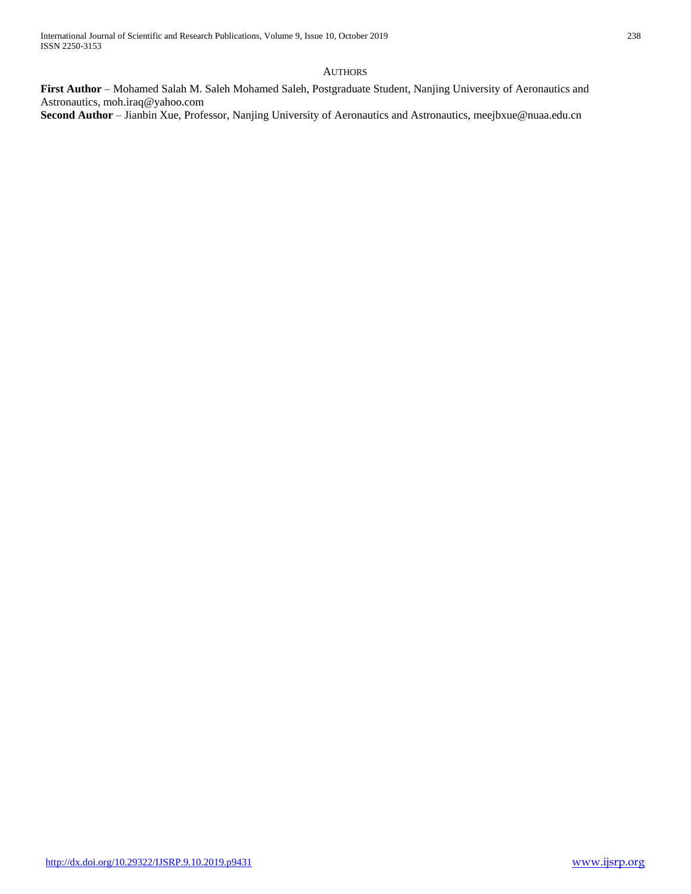## AUTHORS

**First Author** – Mohamed Salah M. Saleh Mohamed Saleh, Postgraduate Student, Nanjing University of Aeronautics and Astronautics, moh.iraq@yahoo.com

**Second Author** – Jianbin Xue, Professor, Nanjing University of Aeronautics and Astronautics, meejbxue@nuaa.edu.cn